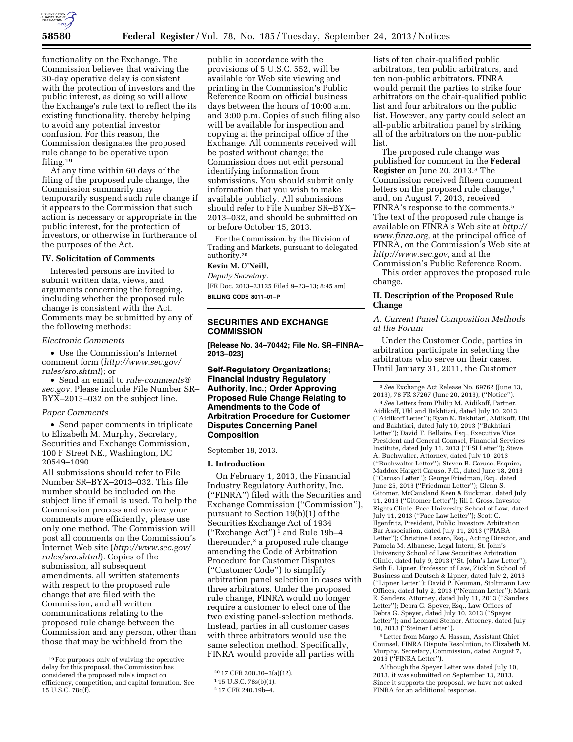functionality on the Exchange. The Commission believes that waiving the 30-day operative delay is consistent with the protection of investors and the public interest, as doing so will allow the Exchange's rule text to reflect the its existing functionality, thereby helping to avoid any potential investor confusion. For this reason, the Commission designates the proposed rule change to be operative upon filing.[19]

At any time within 60 days of the filing of the proposed rule change, the Commission summarily may temporarily suspend such rule change if it appears to the Commission that such action is necessary or appropriate in the public interest, for the protection of investors, or otherwise in furtherance of the purposes of the Act.

### IV. Solicitation of Comments

Interested persons are invited to submit written data, views, and arguments concerning the foregoing, including whether the proposed rule change is consistent with the Act. Comments may be submitted by any of the following methods:

*Electronic Comments*

- Use the Commission's Internet comment form (*http://www.sec.gov/rules/sro.shtml*); or
- Send an email to *rule-comments@sec.gov.* Please include File Number SR–BYX–2013–032 on the subject line.

*Paper Comments*

- Send paper comments in triplicate to Elizabeth M. Murphy, Secretary, Securities and Exchange Commission, 100 F Street NE., Washington, DC 20549–1090.

All submissions should refer to File Number SR–BYX–2013–032. This file number should be included on the subject line if email is used. To help the Commission process and review your comments more efficiently, please use only one method. The Commission will post all comments on the Commission's Internet Web site (*http://www.sec.gov/rules/sro.shtml*). Copies of the submission, all subsequent amendments, all written statements with respect to the proposed rule change that are filed with the Commission, and all written communications relating to the proposed rule change between the Commission and any person, other than those that may be withheld from the public in accordance with the provisions of 5 U.S.C. 552, will be available for Web site viewing and printing in the Commission's Public Reference Room on official business days between the hours of 10:00 a.m. and 3:00 p.m. Copies of such filing also will be available for inspection and copying at the principal office of the Exchange. All comments received will be posted without change; the Commission does not edit personal identifying information from submissions. You should submit only information that you wish to make available publicly. All submissions should refer to File Number SR–BYX–2013–032, and should be submitted on or before October 15, 2013.

For the Commission, by the Division of Trading and Markets, pursuant to delegated authority.[20]

**Kevin M. O'Neill,**

*Deputy Secretary.*

[FR Doc. 2013–23125 Filed 9–23–13; 8:45 am]

**BILLING CODE 8011–01–P**

---

## SECURITIES AND EXCHANGE COMMISSION

**[Release No. 34–70442; File No. SR–FINRA–2013–023]**

## Self-Regulatory Organizations; Financial Industry Regulatory Authority, Inc.; Order Approving Proposed Rule Change Relating to Amendments to the Code of Arbitration Procedure for Customer Disputes Concerning Panel Composition

September 18, 2013.

### I. Introduction

On February 1, 2013, the Financial Industry Regulatory Authority, Inc. (''FINRA'') filed with the Securities and Exchange Commission (''Commission''), pursuant to Section 19(b)(1) of the Securities Exchange Act of 1934 (''Exchange Act'')[1] and Rule 19b–4 thereunder,[2] a proposed rule change amending the Code of Arbitration Procedure for Customer Disputes (''Customer Code'') to simplify arbitration panel selection in cases with three arbitrators. Under the proposed rule change, FINRA would no longer require a customer to elect one of the two existing panel-selection methods. Instead, parties in all customer cases with three arbitrators would use the same selection method. Specifically, FINRA would provide all parties with lists of ten chair-qualified public arbitrators, ten public arbitrators, and ten non-public arbitrators. FINRA would permit the parties to strike four arbitrators on the chair-qualified public list and four arbitrators on the public list. However, any party could select an all-public arbitration panel by striking all of the arbitrators on the non-public list.

The proposed rule change was published for comment in the **Federal Register** on June 20, 2013.[3] The Commission received fifteen comment letters on the proposed rule change,[4] and, on August 7, 2013, received FINRA's response to the comments.[5] The text of the proposed rule change is available on FINRA's Web site at *http://www.finra.org,* at the principal office of FINRA, on the Commission's Web site at *http://www.sec.gov,* and at the Commission's Public Reference Room.

This order approves the proposed rule change.

### II. Description of the Proposed Rule Change

*A. Current Panel Composition Methods at the Forum*

Under the Customer Code, parties in arbitration participate in selecting the arbitrators who serve on their cases. Until January 31, 2011, the Customer

---

[19] For purposes only of waiving the operative delay for this proposal, the Commission has considered the proposed rule's impact on efficiency, competition, and capital formation. See 15 U.S.C. 78c(f).

[20] 17 CFR 200.30–3(a)(12).

[1] 15 U.S.C. 78s(b)(1).

[2] 17 CFR 240.19b–4.

[3] *See* Exchange Act Release No. 69762 (June 13, 2013), 78 FR 37267 (June 20, 2013), (''Notice'').

[4] *See* Letters from Philip M. Aidikoff, Partner, Aidikoff, Uhl and Bakhtiari, dated July 10, 2013 (''Aidikoff Letter''); Ryan K. Bakhtiari, Aidikoff, Uhl and Bakhtiari, dated July 10, 2013 (''Bakhtiari Letter''); David T. Bellaire, Esq., Executive Vice President and General Counsel, Financial Services Institute, dated July 11, 2013 (''FSI Letter''); Steve A. Buchwalter, Attorney, dated July 10, 2013 (''Buchwalter Letter''); Steven B. Caruso, Esquire, Maddox Hargett Caruso, P.C., dated June 18, 2013 (''Caruso Letter''); George Friedman, Esq., dated June 25, 2013 (''Friedman Letter''); Glenn S. Gitomer, McCausland Keen & Buckman, dated July 11, 2013 (''Gitomer Letter''); Jill I. Gross, Investor Rights Clinic, Pace University School of Law, dated July 11, 2013 (''Pace Law Letter''); Scott C. Ilgenfritz, President, Public Investors Arbitration Bar Association, dated July 11, 2013 (''PIABA Letter''); Christine Lazaro, Esq., Acting Director, and Pamela M. Albanese, Legal Intern, St. John's University School of Law Securities Arbitration Clinic, dated July 9, 2013 (''St. John's Law Letter''); Seth E. Lipner, Professor of Law, Zicklin School of Business and Deutsch & Lipner, dated July 2, 2013 (''Lipner Letter''); David P. Neuman, Stoltmann Law Offices, dated July 2, 2013 (''Neuman Letter''); Mark E. Sanders, Attorney, dated July 11, 2013 (''Sanders Letter''); Debra G. Speyer, Esq., Law Offices of Debra G. Speyer, dated July 10, 2013 (''Speyer Letter''); and Leonard Steiner, Attorney, dated July 10, 2013 (''Steiner Letter'').

[5] Letter from Margo A. Hassan, Assistant Chief Counsel, FINRA Dispute Resolution, to Elizabeth M. Murphy, Secretary, Commission, dated August 7, 2013 (''FINRA Letter'').

Although the Speyer Letter was dated July 10, 2013, it was submitted on September 13, 2013. Since it supports the proposal, we have not asked FINRA for an additional response.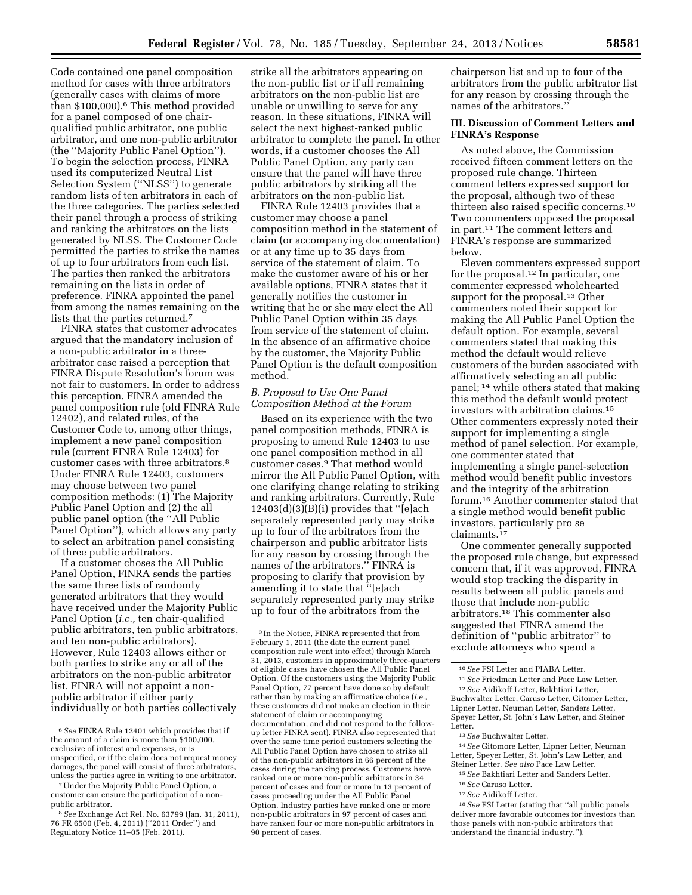Code contained one panel composition method for cases with three arbitrators (generally cases with claims of more than $100,000).[6] This method provided for a panel composed of one chair-qualified public arbitrator, one public arbitrator, and one non-public arbitrator (the ''Majority Public Panel Option''). To begin the selection process, FINRA used its computerized Neutral List Selection System (''NLSS'') to generate random lists of ten arbitrators in each of the three categories. The parties selected their panel through a process of striking and ranking the arbitrators on the lists generated by NLSS. The Customer Code permitted the parties to strike the names of up to four arbitrators from each list. The parties then ranked the arbitrators remaining on the lists in order of preference. FINRA appointed the panel from among the names remaining on the lists that the parties returned.[7]

FINRA states that customer advocates argued that the mandatory inclusion of a non-public arbitrator in a three-arbitrator case raised a perception that FINRA Dispute Resolution's forum was not fair to customers. In order to address this perception, FINRA amended the panel composition rule (old FINRA Rule 12402), and related rules, of the Customer Code to, among other things, implement a new panel composition rule (current FINRA Rule 12403) for customer cases with three arbitrators.[8] Under FINRA Rule 12403, customers may choose between two panel composition methods: (1) The Majority Public Panel Option and (2) the all public panel option (the ''All Public Panel Option''), which allows any party to select an arbitration panel consisting of three public arbitrators.

If a customer choses the All Public Panel Option, FINRA sends the parties the same three lists of randomly generated arbitrators that they would have received under the Majority Public Panel Option (*i.e.,* ten chair-qualified public arbitrators, ten public arbitrators, and ten non-public arbitrators). However, Rule 12403 allows either or both parties to strike any or all of the arbitrators on the non-public arbitrator list. FINRA will not appoint a non-public arbitrator if either party individually or both parties collectively strike all the arbitrators appearing on the non-public list or if all remaining arbitrators on the non-public list are unable or unwilling to serve for any reason. In these situations, FINRA will select the next highest-ranked public arbitrator to complete the panel. In other words, if a customer chooses the All Public Panel Option, any party can ensure that the panel will have three public arbitrators by striking all the arbitrators on the non-public list.

FINRA Rule 12403 provides that a customer may choose a panel composition method in the statement of claim (or accompanying documentation) or at any time up to 35 days from service of the statement of claim. To make the customer aware of his or her available options, FINRA states that it generally notifies the customer in writing that he or she may elect the All Public Panel Option within 35 days from service of the statement of claim. In the absence of an affirmative choice by the customer, the Majority Public Panel Option is the default composition method.

### *B. Proposal to Use One Panel Composition Method at the Forum*

Based on its experience with the two panel composition methods, FINRA is proposing to amend Rule 12403 to use one panel composition method in all customer cases.[9] That method would mirror the All Public Panel Option, with one clarifying change relating to striking and ranking arbitrators. Currently, Rule 12403(d)(3)(B)(i) provides that ''[e]ach separately represented party may strike up to four of the arbitrators from the chairperson and public arbitrator lists for any reason by crossing through the names of the arbitrators.'' FINRA is proposing to clarify that provision by amending it to state that ''[e]ach separately represented party may strike up to four of the arbitrators from the chairperson list and up to four of the arbitrators from the public arbitrator list for any reason by crossing through the names of the arbitrators.''

## III. Discussion of Comment Letters and FINRA's Response

As noted above, the Commission received fifteen comment letters on the proposed rule change. Thirteen comment letters expressed support for the proposal, although two of these thirteen also raised specific concerns.[10] Two commenters opposed the proposal in part.[11] The comment letters and FINRA's response are summarized below.

Eleven commenters expressed support for the proposal.[12] In particular, one commenter expressed wholehearted support for the proposal.[13] Other commenters noted their support for making the All Public Panel Option the default option. For example, several commenters stated that making this method the default would relieve customers of the burden associated with affirmatively selecting an all public panel;[14] while others stated that making this method the default would protect investors with arbitration claims.[15] Other commenters expressly noted their support for implementing a single method of panel selection. For example, one commenter stated that implementing a single panel-selection method would benefit public investors and the integrity of the arbitration forum.[16] Another commenter stated that a single method would benefit public investors, particularly pro se claimants.[17]

One commenter generally supported the proposed rule change, but expressed concern that, if it was approved, FINRA would stop tracking the disparity in results between all public panels and those that include non-public arbitrators.[18] This commenter also suggested that FINRA amend the definition of ''public arbitrator'' to exclude attorneys who spend a

---

[6] *See* FINRA Rule 12401 which provides that if the amount of a claim is more than $100,000, exclusive of interest and expenses, or is unspecified, or if the claim does not request money damages, the panel will consist of three arbitrators, unless the parties agree in writing to one arbitrator.

[7] Under the Majority Public Panel Option, a customer can ensure the participation of a non-public arbitrator.

[8] *See* Exchange Act Rel. No. 63799 (Jan. 31, 2011), 76 FR 6500 (Feb. 4, 2011) (''2011 Order'') and Regulatory Notice 11–05 (Feb. 2011).

[9] In the Notice, FINRA represented that from February 1, 2011 (the date the current panel composition rule went into effect) through March 31, 2013, customers in approximately three-quarters of eligible cases have chosen the All Public Panel Option. Of the customers using the Majority Public Panel Option, 77 percent have done so by default rather than by making an affirmative choice (*i.e.,* these customers did not make an election in their statement of claim or accompanying documentation, and did not respond to the follow-up letter FINRA sent). FINRA also represented that over the same time period customers selecting the All Public Panel Option have chosen to strike all of the non-public arbitrators in 66 percent of the cases during the ranking process. Customers have ranked one or more non-public arbitrators in 34 percent of cases and four or more in 13 percent of cases proceeding under the All Public Panel Option. Industry parties have ranked one or more non-public arbitrators in 97 percent of cases and have ranked four or more non-public arbitrators in 90 percent of cases.

[10] *See* FSI Letter and PIABA Letter.

[11] *See* Friedman Letter and Pace Law Letter.

[12] *See* Aidikoff Letter, Bakhtiari Letter, Buchwalter Letter, Caruso Letter, Gitomer Letter, Lipner Letter, Neuman Letter, Sanders Letter, Speyer Letter, St. John's Law Letter, and Steiner Letter.

[13] *See* Buchwalter Letter.

[14] *See* Gitomore Letter, Lipner Letter, Neuman Letter, Speyer Letter, St. John's Law Letter, and Steiner Letter. *See also* Pace Law Letter.

[15] *See* Bakhtiari Letter and Sanders Letter.

[16] *See* Caruso Letter.

[17] *See* Aidikoff Letter.

[18] *See* FSI Letter (stating that ''all public panels deliver more favorable outcomes for investors than those panels with non-public arbitrators that understand the financial industry.'').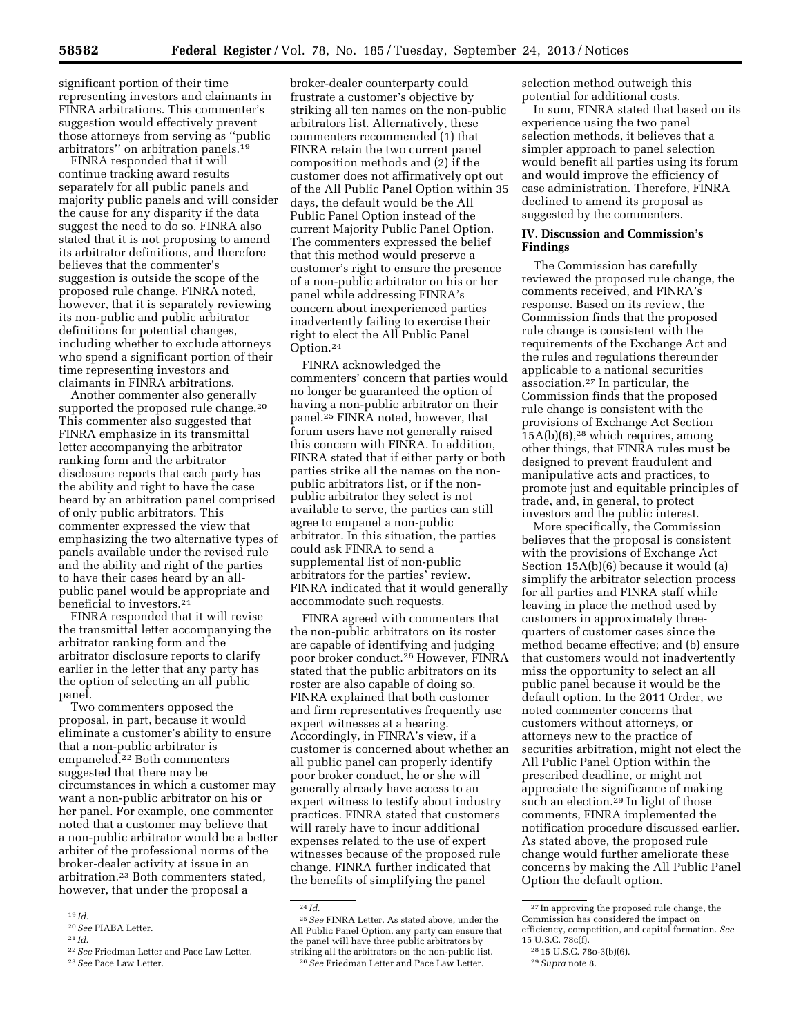significant portion of their time representing investors and claimants in FINRA arbitrations. This commenter's suggestion would effectively prevent those attorneys from serving as "public arbitrators" on arbitration panels.[19]

FINRA responded that it will continue tracking award results separately for all public panels and majority public panels and will consider the cause for any disparity if the data suggest the need to do so. FINRA also stated that it is not proposing to amend its arbitrator definitions, and therefore believes that the commenter's suggestion is outside the scope of the proposed rule change. FINRA noted, however, that it is separately reviewing its non-public and public arbitrator definitions for potential changes, including whether to exclude attorneys who spend a significant portion of their time representing investors and claimants in FINRA arbitrations.

Another commenter also generally supported the proposed rule change.[20] This commenter also suggested that FINRA emphasize in its transmittal letter accompanying the arbitrator ranking form and the arbitrator disclosure reports that each party has the ability and right to have the case heard by an arbitration panel comprised of only public arbitrators. This commenter expressed the view that emphasizing the two alternative types of panels available under the revised rule and the ability and right of the parties to have their cases heard by an all-public panel would be appropriate and beneficial to investors.[21]

FINRA responded that it will revise the transmittal letter accompanying the arbitrator ranking form and the arbitrator disclosure reports to clarify earlier in the letter that any party has the option of selecting an all public panel.

Two commenters opposed the proposal, in part, because it would eliminate a customer's ability to ensure that a non-public arbitrator is empaneled.[22] Both commenters suggested that there may be circumstances in which a customer may want a non-public arbitrator on his or her panel. For example, one commenter noted that a customer may believe that a non-public arbitrator would be a better arbiter of the professional norms of the broker-dealer activity at issue in an arbitration.[23] Both commenters stated, however, that under the proposal a broker-dealer counterparty could frustrate a customer's objective by striking all ten names on the non-public arbitrators list. Alternatively, these commenters recommended (1) that FINRA retain the two current panel composition methods and (2) if the customer does not affirmatively opt out of the All Public Panel Option within 35 days, the default would be the All Public Panel Option instead of the current Majority Public Panel Option. The commenters expressed the belief that this method would preserve a customer's right to ensure the presence of a non-public arbitrator on his or her panel while addressing FINRA's concern about inexperienced parties inadvertently failing to exercise their right to elect the All Public Panel Option.[24]

FINRA acknowledged the commenters' concern that parties would no longer be guaranteed the option of having a non-public arbitrator on their panel.[25] FINRA noted, however, that forum users have not generally raised this concern with FINRA. In addition, FINRA stated that if either party or both parties strike all the names on the non-public arbitrators list, or if the non-public arbitrator they select is not available to serve, the parties can still agree to empanel a non-public arbitrator. In this situation, the parties could ask FINRA to send a supplemental list of non-public arbitrators for the parties' review. FINRA indicated that it would generally accommodate such requests.

FINRA agreed with commenters that the non-public arbitrators on its roster are capable of identifying and judging poor broker conduct.[26] However, FINRA stated that the public arbitrators on its roster are also capable of doing so. FINRA explained that both customer and firm representatives frequently use expert witnesses at a hearing. Accordingly, in FINRA's view, if a customer is concerned about whether an all public panel can properly identify poor broker conduct, he or she will generally already have access to an expert witness to testify about industry practices. FINRA stated that customers will rarely have to incur additional expenses related to the use of expert witnesses because of the proposed rule change. FINRA further indicated that the benefits of simplifying the panel selection method outweigh this potential for additional costs.

In sum, FINRA stated that based on its experience using the two panel selection methods, it believes that a simpler approach to panel selection would benefit all parties using its forum and would improve the efficiency of case administration. Therefore, FINRA declined to amend its proposal as suggested by the commenters.

## IV. Discussion and Commission's Findings

The Commission has carefully reviewed the proposed rule change, the comments received, and FINRA's response. Based on its review, the Commission finds that the proposed rule change is consistent with the requirements of the Exchange Act and the rules and regulations thereunder applicable to a national securities association.[27] In particular, the Commission finds that the proposed rule change is consistent with the provisions of Exchange Act Section 15A(b)(6),[28] which requires, among other things, that FINRA rules must be designed to prevent fraudulent and manipulative acts and practices, to promote just and equitable principles of trade, and, in general, to protect investors and the public interest.

More specifically, the Commission believes that the proposal is consistent with the provisions of Exchange Act Section 15A(b)(6) because it would (a) simplify the arbitrator selection process for all parties and FINRA staff while leaving in place the method used by customers in approximately three-quarters of customer cases since the method became effective; and (b) ensure that customers would not inadvertently miss the opportunity to select an all public panel because it would be the default option. In the 2011 Order, we noted commenter concerns that customers without attorneys, or attorneys new to the practice of securities arbitration, might not elect the All Public Panel Option within the prescribed deadline, or might not appreciate the significance of making such an election.[29] In light of those comments, FINRA implemented the notification procedure discussed earlier. As stated above, the proposed rule change would further ameliorate these concerns by making the All Public Panel Option the default option.

---

[19] *Id.*

[20] *See* PIABA Letter.

[21] *Id.*

[22] *See* Friedman Letter and Pace Law Letter.

[23] *See* Pace Law Letter.

[24] *Id.*

[25] *See* FINRA Letter. As stated above, under the All Public Panel Option, any party can ensure that the panel will have three public arbitrators by striking all the arbitrators on the non-public list.

[26] *See* Friedman Letter and Pace Law Letter.

[27] In approving the proposed rule change, the Commission has considered the impact on efficiency, competition, and capital formation. *See* 15 U.S.C. 78c(f).

[28] 15 U.S.C. 78o-3(b)(6).

[29] *Supra* note 8.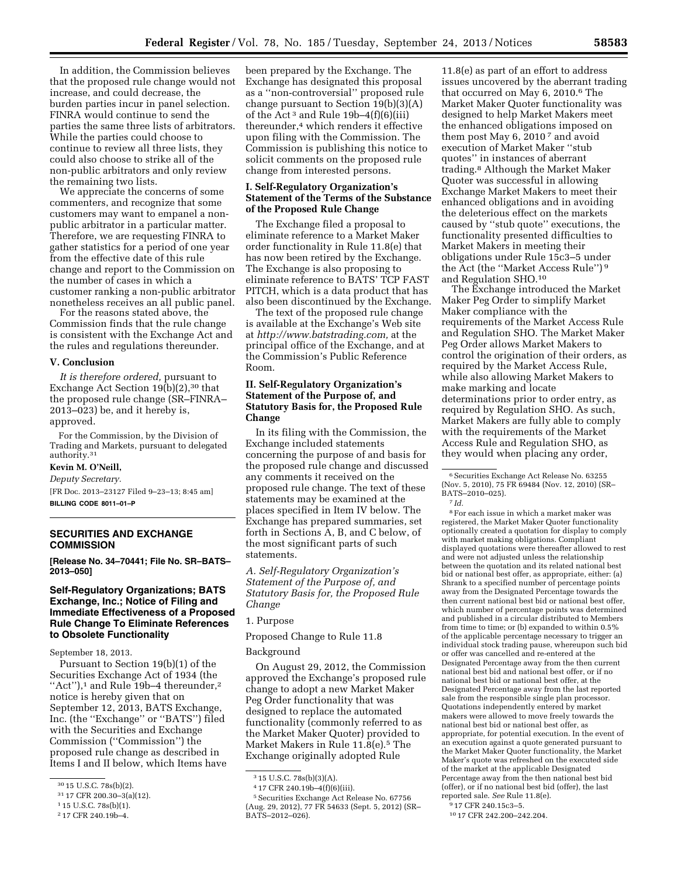In addition, the Commission believes that the proposed rule change would not increase, and could decrease, the burden parties incur in panel selection. FINRA would continue to send the parties the same three lists of arbitrators. While the parties could choose to continue to review all three lists, they could also choose to strike all of the non-public arbitrators and only review the remaining two lists.

We appreciate the concerns of some commenters, and recognize that some customers may want to empanel a non-public arbitrator in a particular matter. Therefore, we are requesting FINRA to gather statistics for a period of one year from the effective date of this rule change and report to the Commission on the number of cases in which a customer ranking a non-public arbitrator nonetheless receives an all public panel.

For the reasons stated above, the Commission finds that the rule change is consistent with the Exchange Act and the rules and regulations thereunder.

### V. Conclusion

*It is therefore ordered,* pursuant to Exchange Act Section 19(b)(2),[30] that the proposed rule change (SR–FINRA–2013–023) be, and it hereby is, approved.

For the Commission, by the Division of Trading and Markets, pursuant to delegated authority.[31]

**Kevin M. O'Neill,**

*Deputy Secretary.*

[FR Doc. 2013–23127 Filed 9–23–13; 8:45 am]

**BILLING CODE 8011–01–P**

[30] 15 U.S.C. 78s(b)(2).

[31] 17 CFR 200.30–3(a)(12).

## SECURITIES AND EXCHANGE COMMISSION

**[Release No. 34–70441; File No. SR–BATS–2013–050]**

## Self-Regulatory Organizations; BATS Exchange, Inc.; Notice of Filing and Immediate Effectiveness of a Proposed Rule Change To Eliminate References to Obsolete Functionality

September 18, 2013.

Pursuant to Section 19(b)(1) of the Securities Exchange Act of 1934 (the ''Act''),[1] and Rule 19b–4 thereunder,[2] notice is hereby given that on September 12, 2013, BATS Exchange, Inc. (the ''Exchange'' or ''BATS'') filed with the Securities and Exchange Commission (''Commission'') the proposed rule change as described in Items I and II below, which Items have been prepared by the Exchange. The Exchange has designated this proposal as a ''non-controversial'' proposed rule change pursuant to Section 19(b)(3)(A) of the Act[3] and Rule 19b–4(f)(6)(iii) thereunder,[4] which renders it effective upon filing with the Commission. The Commission is publishing this notice to solicit comments on the proposed rule change from interested persons.

[1] 15 U.S.C. 78s(b)(1).

[2] 17 CFR 240.19b–4.

### I. Self-Regulatory Organization's Statement of the Terms of the Substance of the Proposed Rule Change

The Exchange filed a proposal to eliminate reference to a Market Maker order functionality in Rule 11.8(e) that has now been retired by the Exchange. The Exchange is also proposing to eliminate reference to BATS' TCP FAST PITCH, which is a data product that has also been discontinued by the Exchange.

The text of the proposed rule change is available at the Exchange's Web site at *http://www.batstrading.com,* at the principal office of the Exchange, and at the Commission's Public Reference Room.

### II. Self-Regulatory Organization's Statement of the Purpose of, and Statutory Basis for, the Proposed Rule Change

In its filing with the Commission, the Exchange included statements concerning the purpose of and basis for the proposed rule change and discussed any comments it received on the proposed rule change. The text of these statements may be examined at the places specified in Item IV below. The Exchange has prepared summaries, set forth in Sections A, B, and C below, of the most significant parts of such statements.

*A. Self-Regulatory Organization's Statement of the Purpose of, and Statutory Basis for, the Proposed Rule Change*

1. Purpose

Proposed Change to Rule 11.8

Background

On August 29, 2012, the Commission approved the Exchange's proposed rule change to adopt a new Market Maker Peg Order functionality that was designed to replace the automated functionality (commonly referred to as the Market Maker Quoter) provided to Market Makers in Rule 11.8(e).[5] The Exchange originally adopted Rule 11.8(e) as part of an effort to address issues uncovered by the aberrant trading that occurred on May 6, 2010.[6] The Market Maker Quoter functionality was designed to help Market Makers meet the enhanced obligations imposed on them post May 6, 2010[7] and avoid execution of Market Maker ''stub quotes'' in instances of aberrant trading.[8] Although the Market Maker Quoter was successful in allowing Exchange Market Makers to meet their enhanced obligations and in avoiding the deleterious effect on the markets caused by ''stub quote'' executions, the functionality presented difficulties to Market Makers in meeting their obligations under Rule 15c3–5 under the Act (the ''Market Access Rule'')[9] and Regulation SHO.[10]

The Exchange introduced the Market Maker Peg Order to simplify Market Maker compliance with the requirements of the Market Access Rule and Regulation SHO. The Market Maker Peg Order allows Market Makers to control the origination of their orders, as required by the Market Access Rule, while also allowing Market Makers to make marking and locate determinations prior to order entry, as required by Regulation SHO. As such, Market Makers are fully able to comply with the requirements of the Market Access Rule and Regulation SHO, as they would when placing any order,

[3] 15 U.S.C. 78s(b)(3)(A).

[4] 17 CFR 240.19b–4(f)(6)(iii).

[5] Securities Exchange Act Release No. 67756 (Aug. 29, 2012), 77 FR 54633 (Sept. 5, 2012) (SR–BATS–2012–026).

[6] Securities Exchange Act Release No. 63255 (Nov. 5, 2010), 75 FR 69484 (Nov. 12, 2010) (SR–BATS–2010–025).

[7] *Id.*

[8] For each issue in which a market maker was registered, the Market Maker Quoter functionality optionally created a quotation for display to comply with market making obligations. Compliant displayed quotations were thereafter allowed to rest and were not adjusted unless the relationship between the quotation and its related national best bid or national best offer, as appropriate, either: (a) Shrank to a specified number of percentage points away from the Designated Percentage towards the then current national best bid or national best offer, which number of percentage points was determined and published in a circular distributed to Members from time to time; or (b) expanded to within 0.5% of the applicable percentage necessary to trigger an individual stock trading pause, whereupon such bid or offer was cancelled and re-entered at the Designated Percentage away from the then current national best bid and national best offer, or if no national best bid or national best offer, at the Designated Percentage away from the last reported sale from the responsible single plan processor. Quotations independently entered by market makers were allowed to move freely towards the national best bid or national best offer, as appropriate, for potential execution. In the event of an execution against a quote generated pursuant to the Market Maker Quoter functionality, the Market Maker's quote was refreshed on the executed side of the market at the applicable Designated Percentage away from the then national best bid (offer), or if no national best bid (offer), the last reported sale. *See* Rule 11.8(e).

[9] 17 CFR 240.15c3–5.

[10] 17 CFR 242.200–242.204.